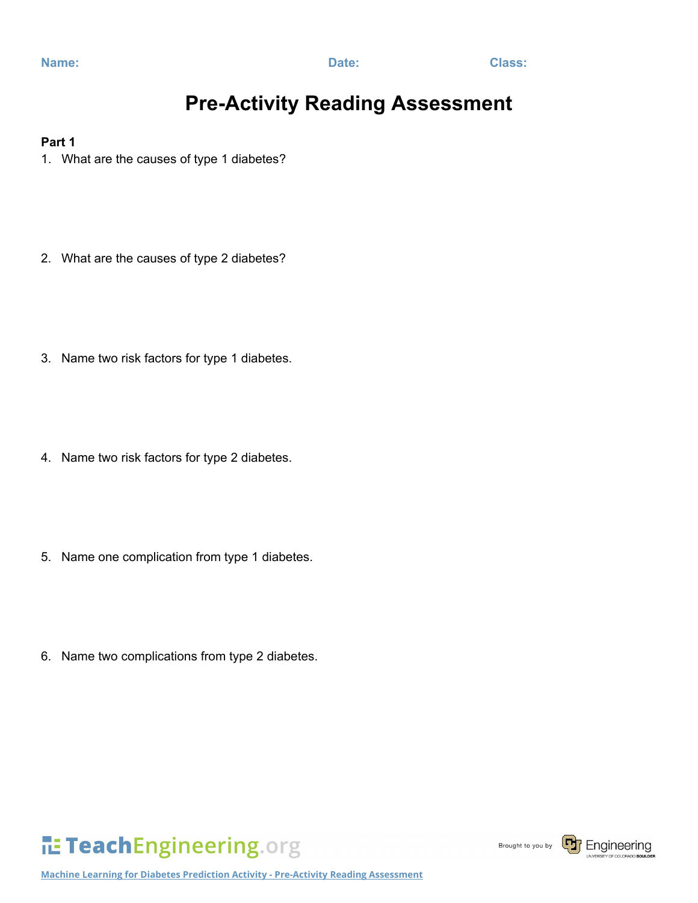Name: Date: Class:

# Pre-Activity Reading Assessment

**Part 1**

1. What are the causes of type 1 diabetes?

2. What are the causes of type 2 diabetes?

3. Name two risk factors for type 1 diabetes.

4. Name two risk factors for type 2 diabetes.

5. Name one complication from type 1 diabetes.

6. Name two complications from type 2 diabetes.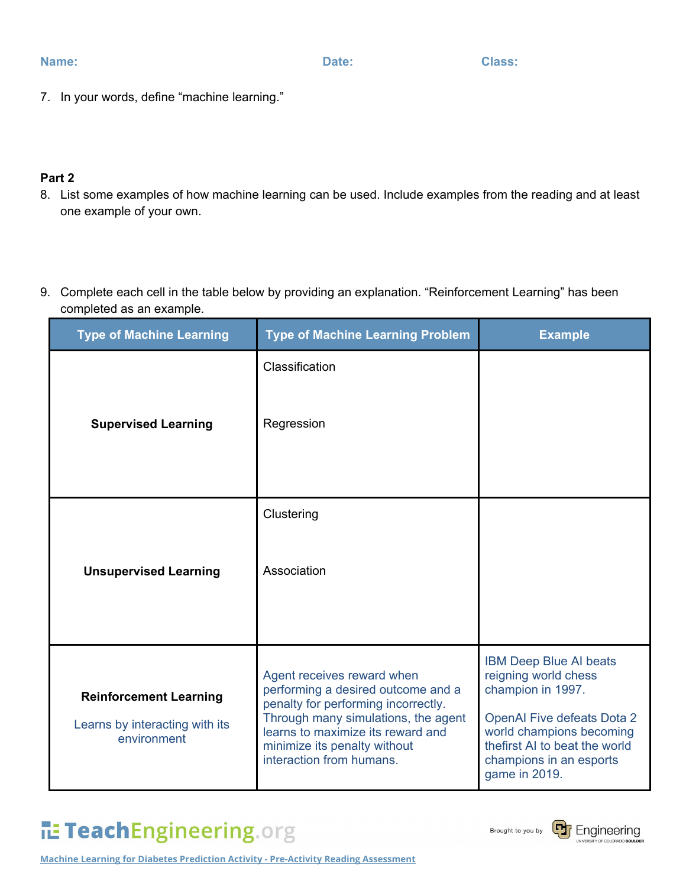**Name:** **Date:** **Class:**

7. In your words, define "machine learning."

**Part 2**

8. List some examples of how machine learning can be used. Include examples from the reading and at least one example of your own.

9. Complete each cell in the table below by providing an explanation. "Reinforcement Learning" has been completed as an example.

| Type of Machine Learning | Type of Machine Learning Problem | Example |
|---|---|---|
| **Supervised Learning** | Classification<br><br>Regression | |
| **Unsupervised Learning** | Clustering<br><br>Association | |
| **Reinforcement Learning**<br><br>Learns by interacting with its environment | Agent receives reward when performing a desired outcome and a penalty for performing incorrectly. Through many simulations, the agent learns to maximize its reward and minimize its penalty without interaction from humans. | IBM Deep Blue AI beats reigning world chess champion in 1997.<br><br>OpenAI Five defeats Dota 2 world champions becoming thefirst AI to beat the world champions in an esports game in 2019. |

Machine Learning for Diabetes Prediction Activity - Pre-Activity Reading Assessment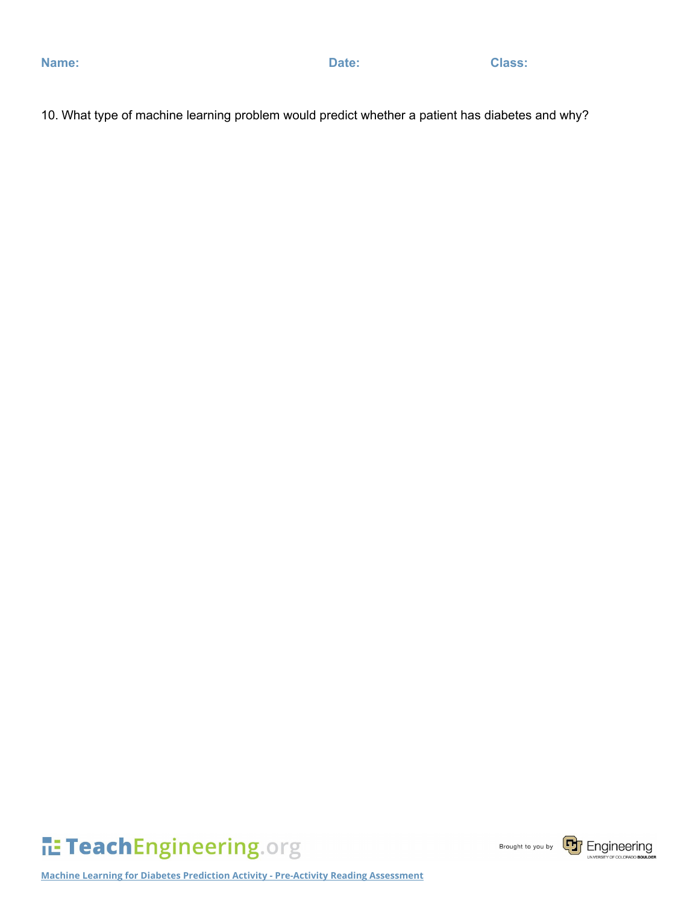**Name:** **Date:** **Class:**

10. What type of machine learning problem would predict whether a patient has diabetes and why?